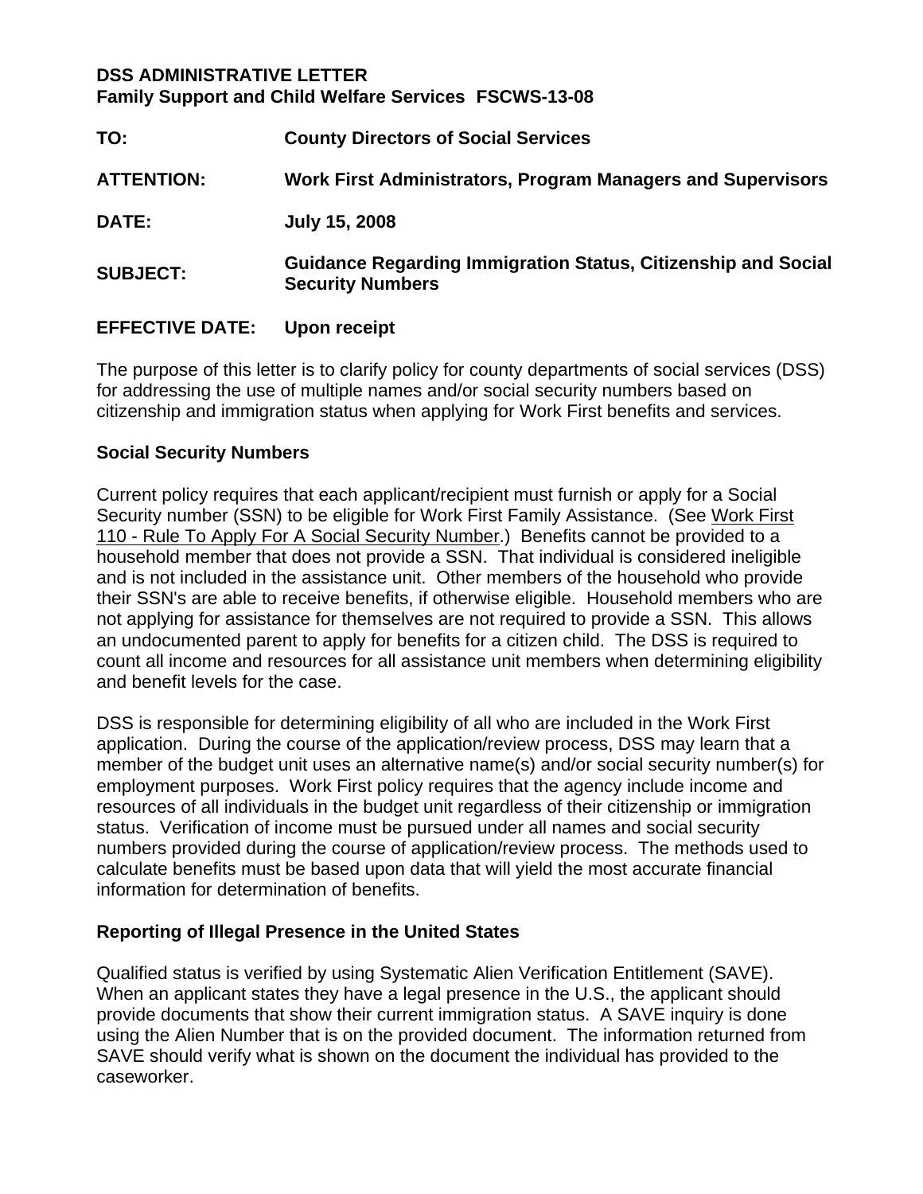**DSS ADMINISTRATIVE LETTER**
**Family Support and Child Welfare Services FSCWS-13-08**

| | |
|---|---|
| **TO:** | **County Directors of Social Services** |
| **ATTENTION:** | **Work First Administrators, Program Managers and Supervisors** |
| **DATE:** | **July 15, 2008** |
| **SUBJECT:** | **Guidance Regarding Immigration Status, Citizenship and Social Security Numbers** |
| **EFFECTIVE DATE:** | **Upon receipt** |

The purpose of this letter is to clarify policy for county departments of social services (DSS) for addressing the use of multiple names and/or social security numbers based on citizenship and immigration status when applying for Work First benefits and services.

## Social Security Numbers

Current policy requires that each applicant/recipient must furnish or apply for a Social Security number (SSN) to be eligible for Work First Family Assistance. (See Work First 110 - Rule To Apply For A Social Security Number.) Benefits cannot be provided to a household member that does not provide a SSN. That individual is considered ineligible and is not included in the assistance unit. Other members of the household who provide their SSN's are able to receive benefits, if otherwise eligible. Household members who are not applying for assistance for themselves are not required to provide a SSN. This allows an undocumented parent to apply for benefits for a citizen child. The DSS is required to count all income and resources for all assistance unit members when determining eligibility and benefit levels for the case.

DSS is responsible for determining eligibility of all who are included in the Work First application. During the course of the application/review process, DSS may learn that a member of the budget unit uses an alternative name(s) and/or social security number(s) for employment purposes. Work First policy requires that the agency include income and resources of all individuals in the budget unit regardless of their citizenship or immigration status. Verification of income must be pursued under all names and social security numbers provided during the course of application/review process. The methods used to calculate benefits must be based upon data that will yield the most accurate financial information for determination of benefits.

## Reporting of Illegal Presence in the United States

Qualified status is verified by using Systematic Alien Verification Entitlement (SAVE). When an applicant states they have a legal presence in the U.S., the applicant should provide documents that show their current immigration status. A SAVE inquiry is done using the Alien Number that is on the provided document. The information returned from SAVE should verify what is shown on the document the individual has provided to the caseworker.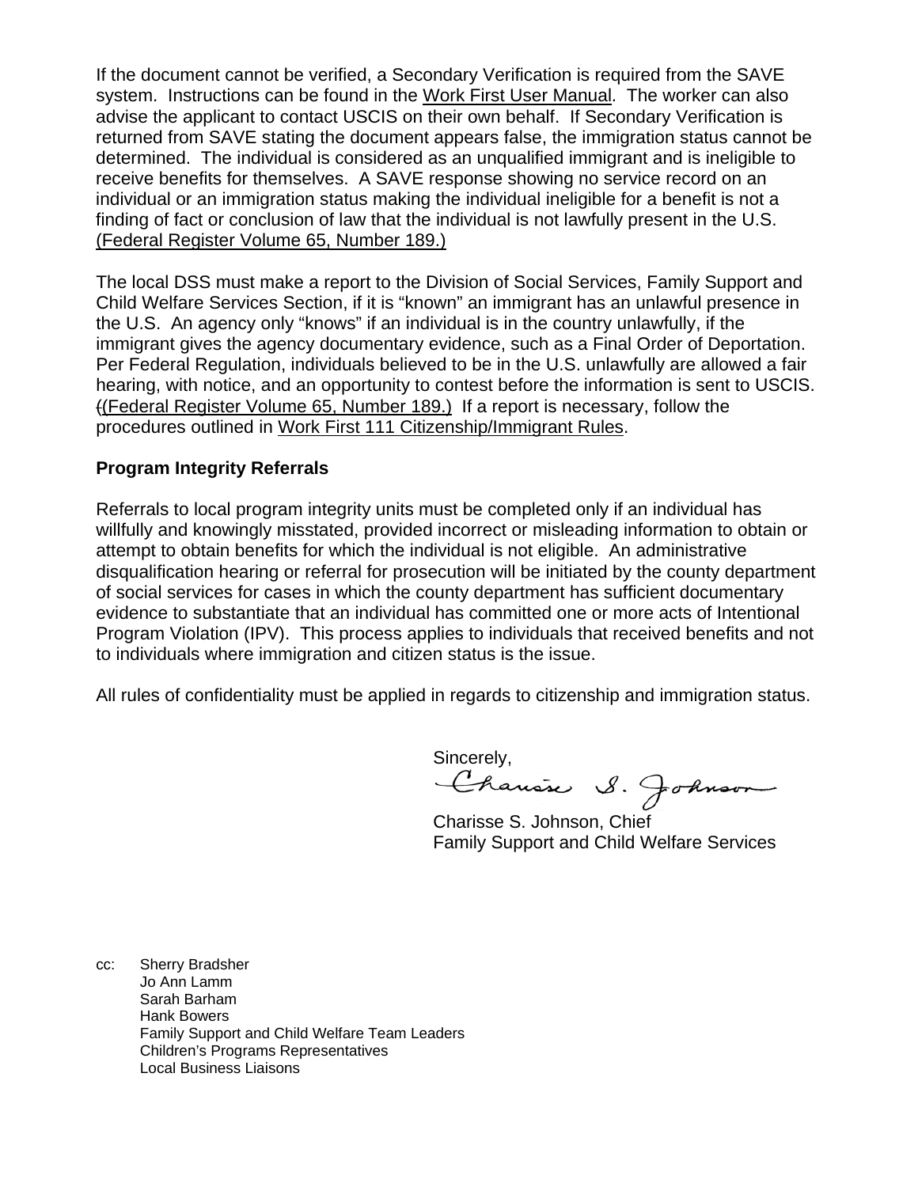If the document cannot be verified, a Secondary Verification is required from the SAVE system. Instructions can be found in the Work First User Manual. The worker can also advise the applicant to contact USCIS on their own behalf. If Secondary Verification is returned from SAVE stating the document appears false, the immigration status cannot be determined. The individual is considered as an unqualified immigrant and is ineligible to receive benefits for themselves. A SAVE response showing no service record on an individual or an immigration status making the individual ineligible for a benefit is not a finding of fact or conclusion of law that the individual is not lawfully present in the U.S. (Federal Register Volume 65, Number 189.)

The local DSS must make a report to the Division of Social Services, Family Support and Child Welfare Services Section, if it is "known" an immigrant has an unlawful presence in the U.S. An agency only "knows" if an individual is in the country unlawfully, if the immigrant gives the agency documentary evidence, such as a Final Order of Deportation. Per Federal Regulation, individuals believed to be in the U.S. unlawfully are allowed a fair hearing, with notice, and an opportunity to contest before the information is sent to USCIS. ((Federal Register Volume 65, Number 189.) If a report is necessary, follow the procedures outlined in Work First 111 Citizenship/Immigrant Rules.

**Program Integrity Referrals**

Referrals to local program integrity units must be completed only if an individual has willfully and knowingly misstated, provided incorrect or misleading information to obtain or attempt to obtain benefits for which the individual is not eligible. An administrative disqualification hearing or referral for prosecution will be initiated by the county department of social services for cases in which the county department has sufficient documentary evidence to substantiate that an individual has committed one or more acts of Intentional Program Violation (IPV). This process applies to individuals that received benefits and not to individuals where immigration and citizen status is the issue.

All rules of confidentiality must be applied in regards to citizenship and immigration status.

Sincerely,

Charisse S. Johnson

Charisse S. Johnson, Chief
Family Support and Child Welfare Services

cc: Sherry Bradsher
Jo Ann Lamm
Sarah Barham
Hank Bowers
Family Support and Child Welfare Team Leaders
Children's Programs Representatives
Local Business Liaisons